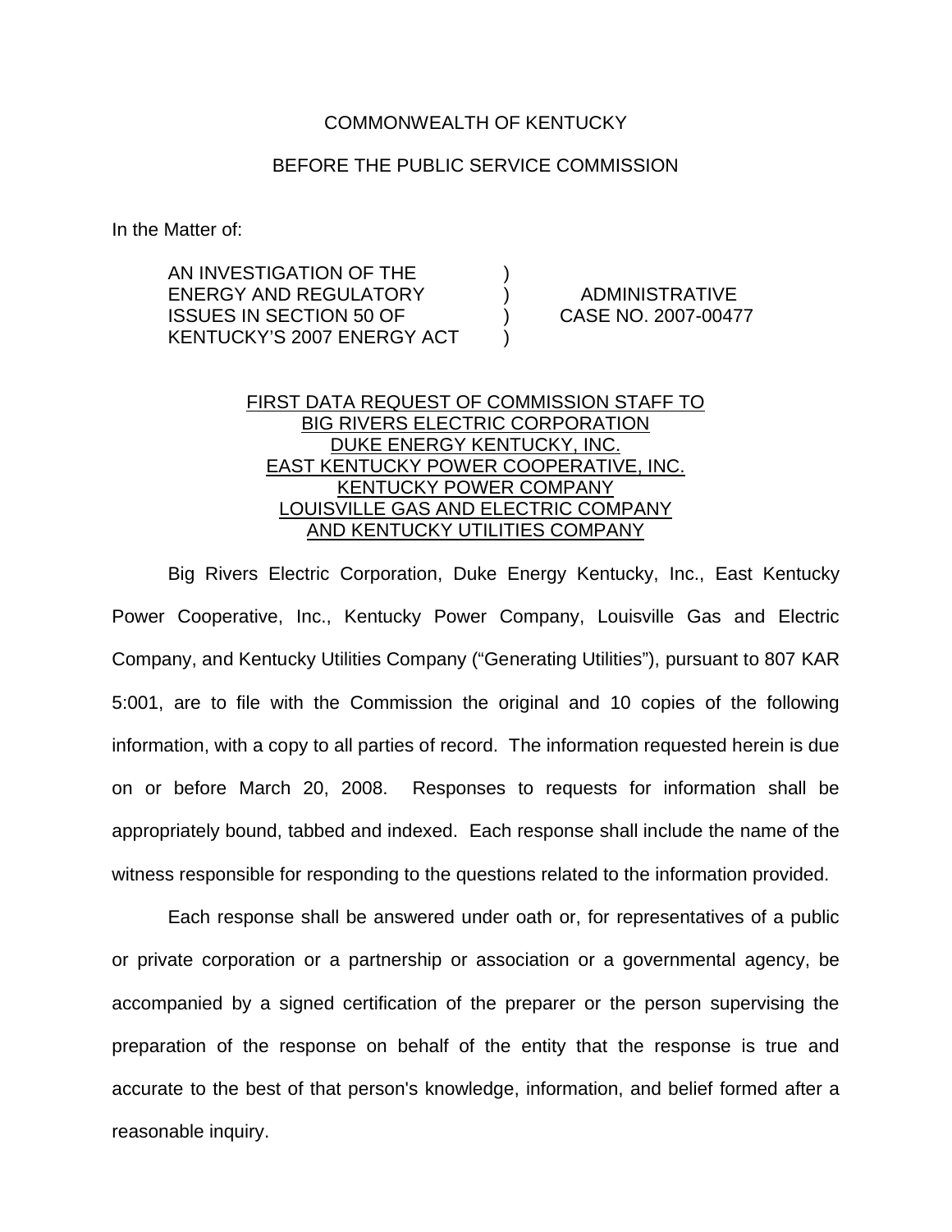COMMONWEALTH OF KENTUCKY

BEFORE THE PUBLIC SERVICE COMMISSION

In the Matter of:

| | | |
|---|---|---|
| AN INVESTIGATION OF THE ENERGY AND REGULATORY ISSUES IN SECTION 50 OF KENTUCKY'S 2007 ENERGY ACT | ) ) ) ) | ADMINISTRATIVE CASE NO. 2007-00477 |

<u>FIRST DATA REQUEST OF COMMISSION STAFF TO BIG RIVERS ELECTRIC CORPORATION DUKE ENERGY KENTUCKY, INC. EAST KENTUCKY POWER COOPERATIVE, INC. KENTUCKY POWER COMPANY LOUISVILLE GAS AND ELECTRIC COMPANY AND KENTUCKY UTILITIES COMPANY</u>

Big Rivers Electric Corporation, Duke Energy Kentucky, Inc., East Kentucky Power Cooperative, Inc., Kentucky Power Company, Louisville Gas and Electric Company, and Kentucky Utilities Company ("Generating Utilities"), pursuant to 807 KAR 5:001, are to file with the Commission the original and 10 copies of the following information, with a copy to all parties of record. The information requested herein is due on or before March 20, 2008. Responses to requests for information shall be appropriately bound, tabbed and indexed. Each response shall include the name of the witness responsible for responding to the questions related to the information provided.

Each response shall be answered under oath or, for representatives of a public or private corporation or a partnership or association or a governmental agency, be accompanied by a signed certification of the preparer or the person supervising the preparation of the response on behalf of the entity that the response is true and accurate to the best of that person's knowledge, information, and belief formed after a reasonable inquiry.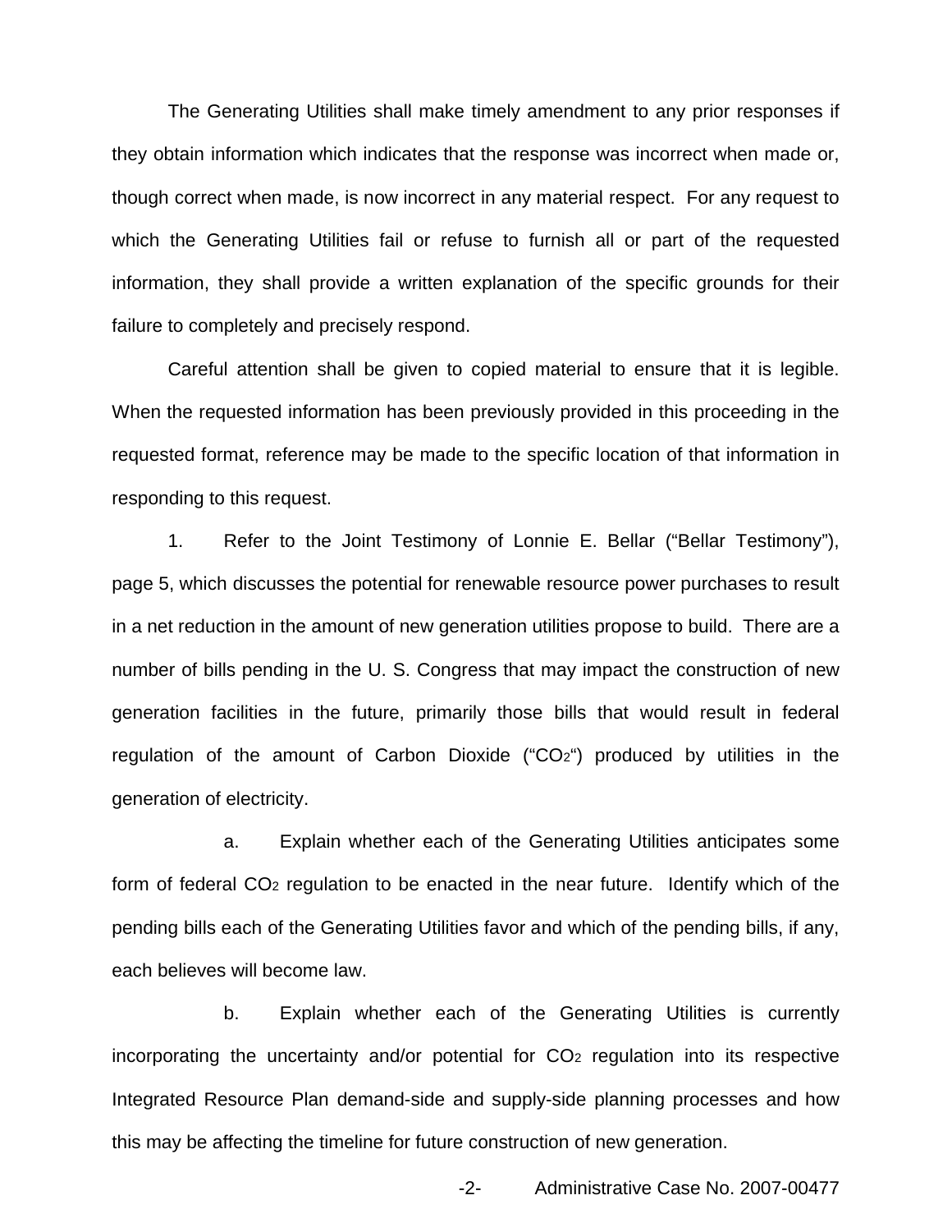The Generating Utilities shall make timely amendment to any prior responses if they obtain information which indicates that the response was incorrect when made or, though correct when made, is now incorrect in any material respect. For any request to which the Generating Utilities fail or refuse to furnish all or part of the requested information, they shall provide a written explanation of the specific grounds for their failure to completely and precisely respond.

Careful attention shall be given to copied material to ensure that it is legible. When the requested information has been previously provided in this proceeding in the requested format, reference may be made to the specific location of that information in responding to this request.

1. Refer to the Joint Testimony of Lonnie E. Bellar ("Bellar Testimony"), page 5, which discusses the potential for renewable resource power purchases to result in a net reduction in the amount of new generation utilities propose to build. There are a number of bills pending in the U. S. Congress that may impact the construction of new generation facilities in the future, primarily those bills that would result in federal regulation of the amount of Carbon Dioxide ("$CO_2$") produced by utilities in the generation of electricity.

   a. Explain whether each of the Generating Utilities anticipates some form of federal $CO_2$ regulation to be enacted in the near future. Identify which of the pending bills each of the Generating Utilities favor and which of the pending bills, if any, each believes will become law.

   b. Explain whether each of the Generating Utilities is currently incorporating the uncertainty and/or potential for $CO_2$ regulation into its respective Integrated Resource Plan demand-side and supply-side planning processes and how this may be affecting the timeline for future construction of new generation.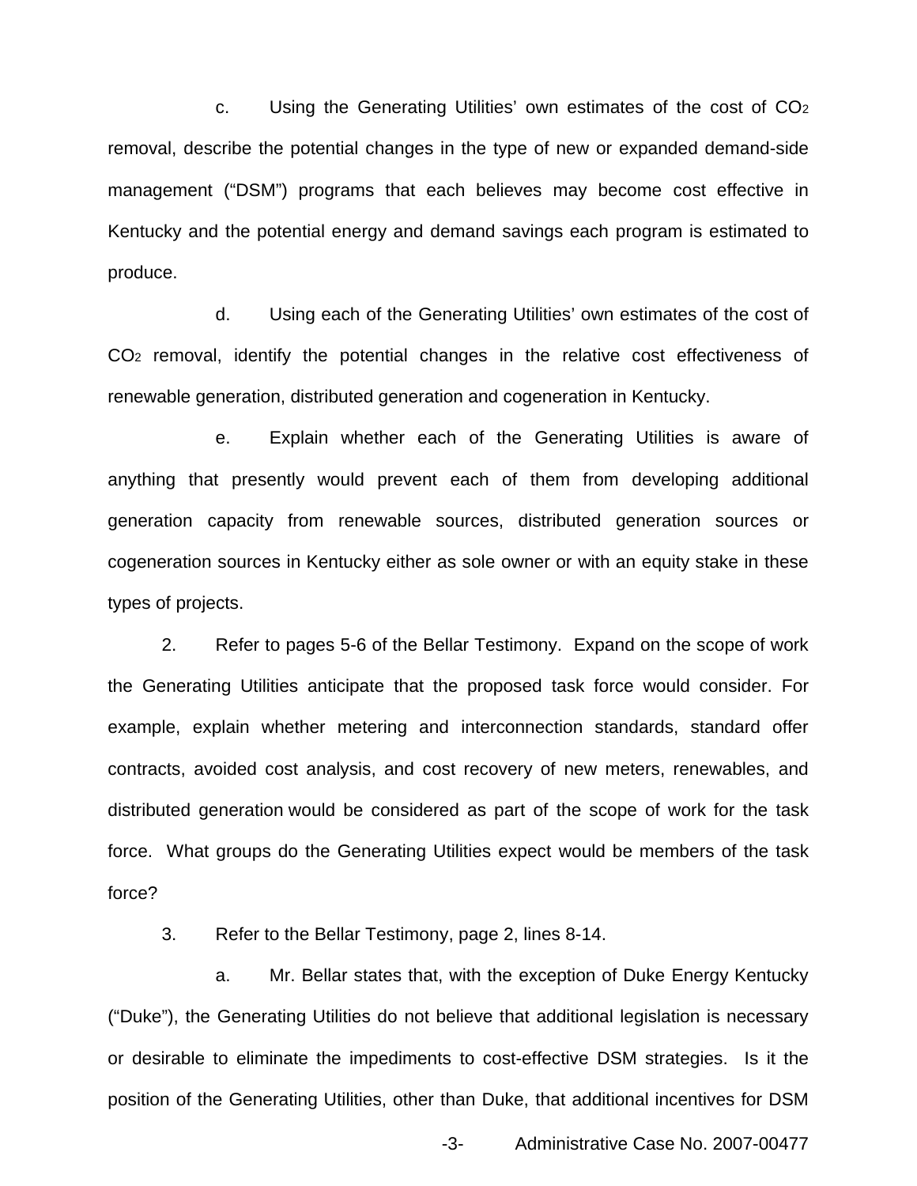c. Using the Generating Utilities' own estimates of the cost of $CO_2$ removal, describe the potential changes in the type of new or expanded demand-side management ("DSM") programs that each believes may become cost effective in Kentucky and the potential energy and demand savings each program is estimated to produce.

d. Using each of the Generating Utilities' own estimates of the cost of $CO_2$ removal, identify the potential changes in the relative cost effectiveness of renewable generation, distributed generation and cogeneration in Kentucky.

e. Explain whether each of the Generating Utilities is aware of anything that presently would prevent each of them from developing additional generation capacity from renewable sources, distributed generation sources or cogeneration sources in Kentucky either as sole owner or with an equity stake in these types of projects.

2. Refer to pages 5-6 of the Bellar Testimony. Expand on the scope of work the Generating Utilities anticipate that the proposed task force would consider. For example, explain whether metering and interconnection standards, standard offer contracts, avoided cost analysis, and cost recovery of new meters, renewables, and distributed generation would be considered as part of the scope of work for the task force. What groups do the Generating Utilities expect would be members of the task force?

3. Refer to the Bellar Testimony, page 2, lines 8-14.

a. Mr. Bellar states that, with the exception of Duke Energy Kentucky ("Duke"), the Generating Utilities do not believe that additional legislation is necessary or desirable to eliminate the impediments to cost-effective DSM strategies. Is it the position of the Generating Utilities, other than Duke, that additional incentives for DSM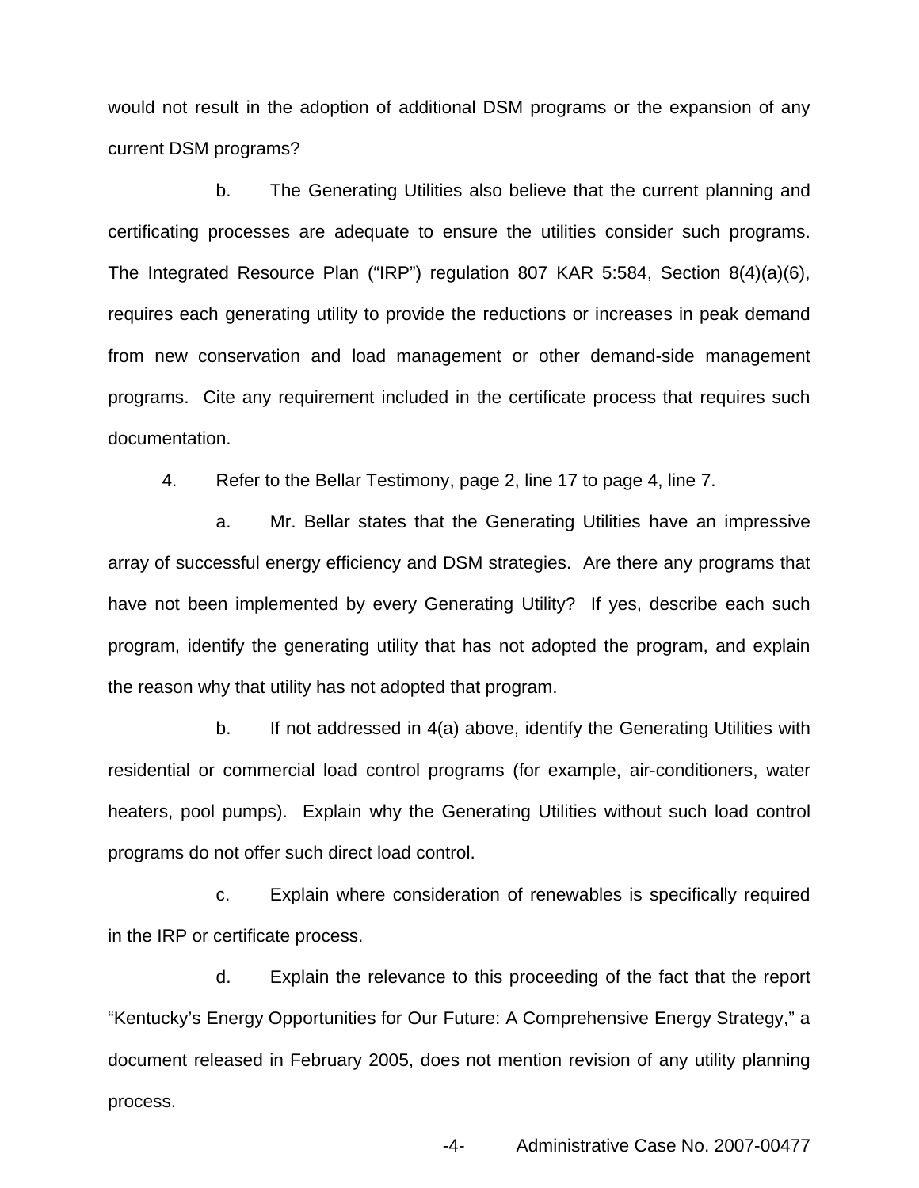would not result in the adoption of additional DSM programs or the expansion of any current DSM programs?

b. The Generating Utilities also believe that the current planning and certificating processes are adequate to ensure the utilities consider such programs. The Integrated Resource Plan ("IRP") regulation 807 KAR 5:584, Section 8(4)(a)(6), requires each generating utility to provide the reductions or increases in peak demand from new conservation and load management or other demand-side management programs. Cite any requirement included in the certificate process that requires such documentation.

4. Refer to the Bellar Testimony, page 2, line 17 to page 4, line 7.

a. Mr. Bellar states that the Generating Utilities have an impressive array of successful energy efficiency and DSM strategies. Are there any programs that have not been implemented by every Generating Utility? If yes, describe each such program, identify the generating utility that has not adopted the program, and explain the reason why that utility has not adopted that program.

b. If not addressed in 4(a) above, identify the Generating Utilities with residential or commercial load control programs (for example, air-conditioners, water heaters, pool pumps). Explain why the Generating Utilities without such load control programs do not offer such direct load control.

c. Explain where consideration of renewables is specifically required in the IRP or certificate process.

d. Explain the relevance to this proceeding of the fact that the report "Kentucky's Energy Opportunities for Our Future: A Comprehensive Energy Strategy," a document released in February 2005, does not mention revision of any utility planning process.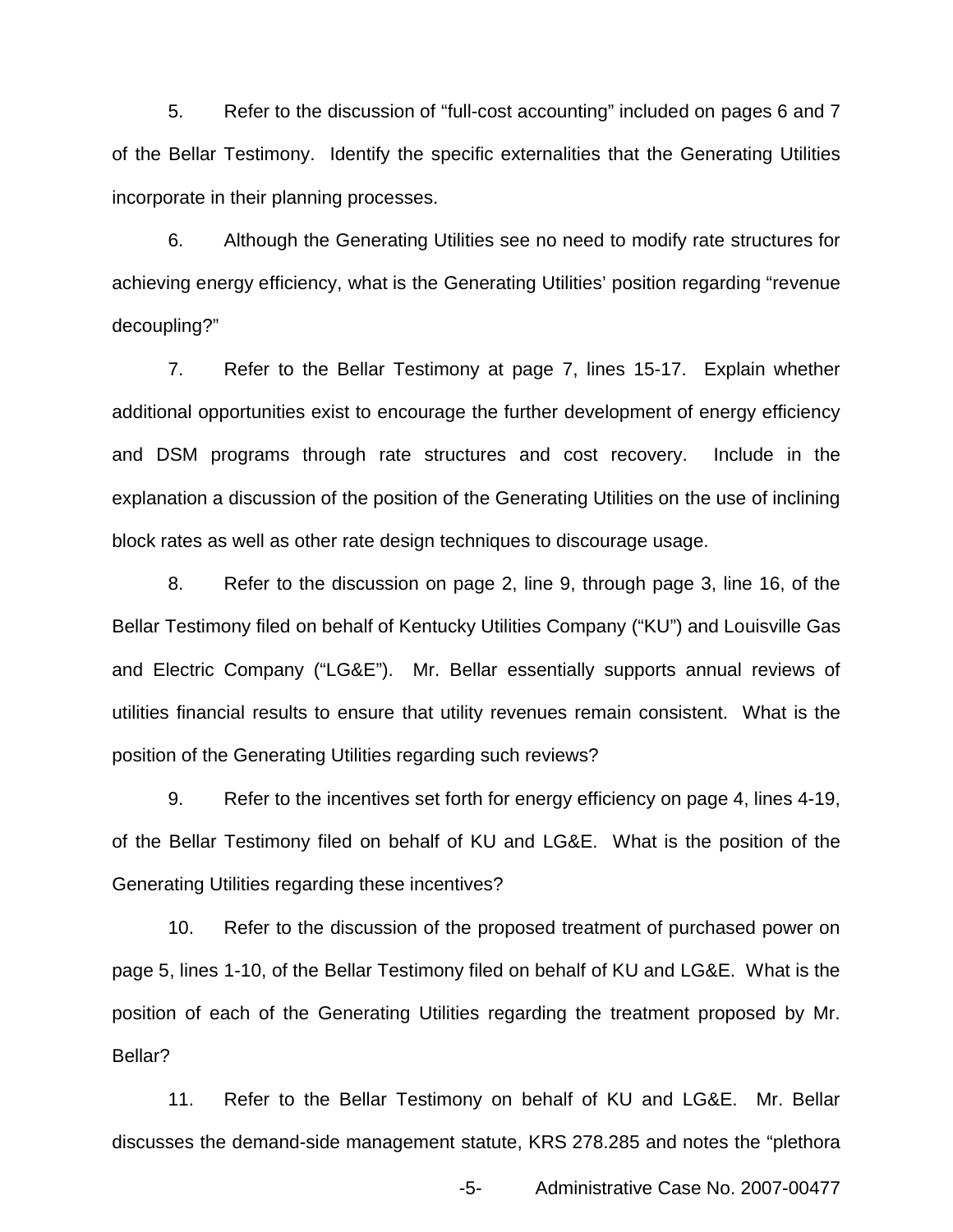5. Refer to the discussion of "full-cost accounting" included on pages 6 and 7 of the Bellar Testimony. Identify the specific externalities that the Generating Utilities incorporate in their planning processes.

6. Although the Generating Utilities see no need to modify rate structures for achieving energy efficiency, what is the Generating Utilities' position regarding "revenue decoupling?"

7. Refer to the Bellar Testimony at page 7, lines 15-17. Explain whether additional opportunities exist to encourage the further development of energy efficiency and DSM programs through rate structures and cost recovery. Include in the explanation a discussion of the position of the Generating Utilities on the use of inclining block rates as well as other rate design techniques to discourage usage.

8. Refer to the discussion on page 2, line 9, through page 3, line 16, of the Bellar Testimony filed on behalf of Kentucky Utilities Company ("KU") and Louisville Gas and Electric Company ("LG&E"). Mr. Bellar essentially supports annual reviews of utilities financial results to ensure that utility revenues remain consistent. What is the position of the Generating Utilities regarding such reviews?

9. Refer to the incentives set forth for energy efficiency on page 4, lines 4-19, of the Bellar Testimony filed on behalf of KU and LG&E. What is the position of the Generating Utilities regarding these incentives?

10. Refer to the discussion of the proposed treatment of purchased power on page 5, lines 1-10, of the Bellar Testimony filed on behalf of KU and LG&E. What is the position of each of the Generating Utilities regarding the treatment proposed by Mr. Bellar?

11. Refer to the Bellar Testimony on behalf of KU and LG&E. Mr. Bellar discusses the demand-side management statute, KRS 278.285 and notes the "plethora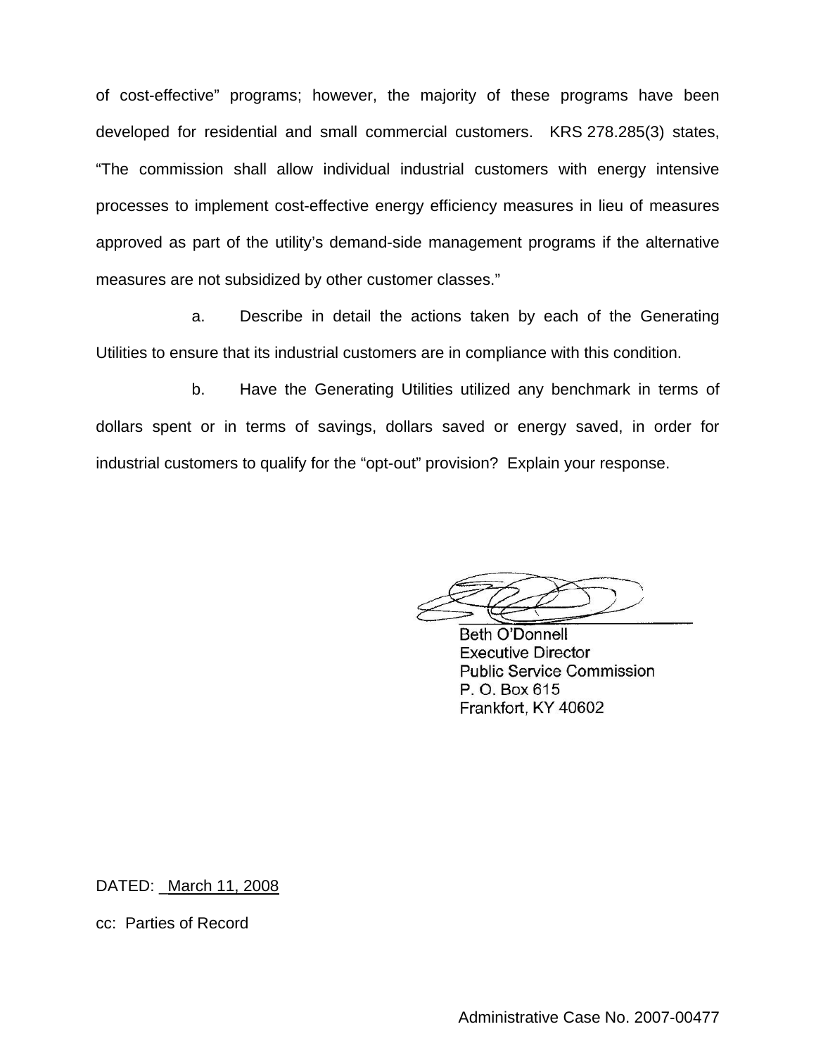of cost-effective" programs; however, the majority of these programs have been developed for residential and small commercial customers. KRS 278.285(3) states, "The commission shall allow individual industrial customers with energy intensive processes to implement cost-effective energy efficiency measures in lieu of measures approved as part of the utility's demand-side management programs if the alternative measures are not subsidized by other customer classes."

a. Describe in detail the actions taken by each of the Generating Utilities to ensure that its industrial customers are in compliance with this condition.

b. Have the Generating Utilities utilized any benchmark in terms of dollars spent or in terms of savings, dollars saved or energy saved, in order for industrial customers to qualify for the "opt-out" provision? Explain your response.

Beth O'Donnell
Executive Director
Public Service Commission
P. O. Box 615
Frankfort, KY 40602

DATED: March 11, 2008

cc: Parties of Record

Administrative Case No. 2007-00477